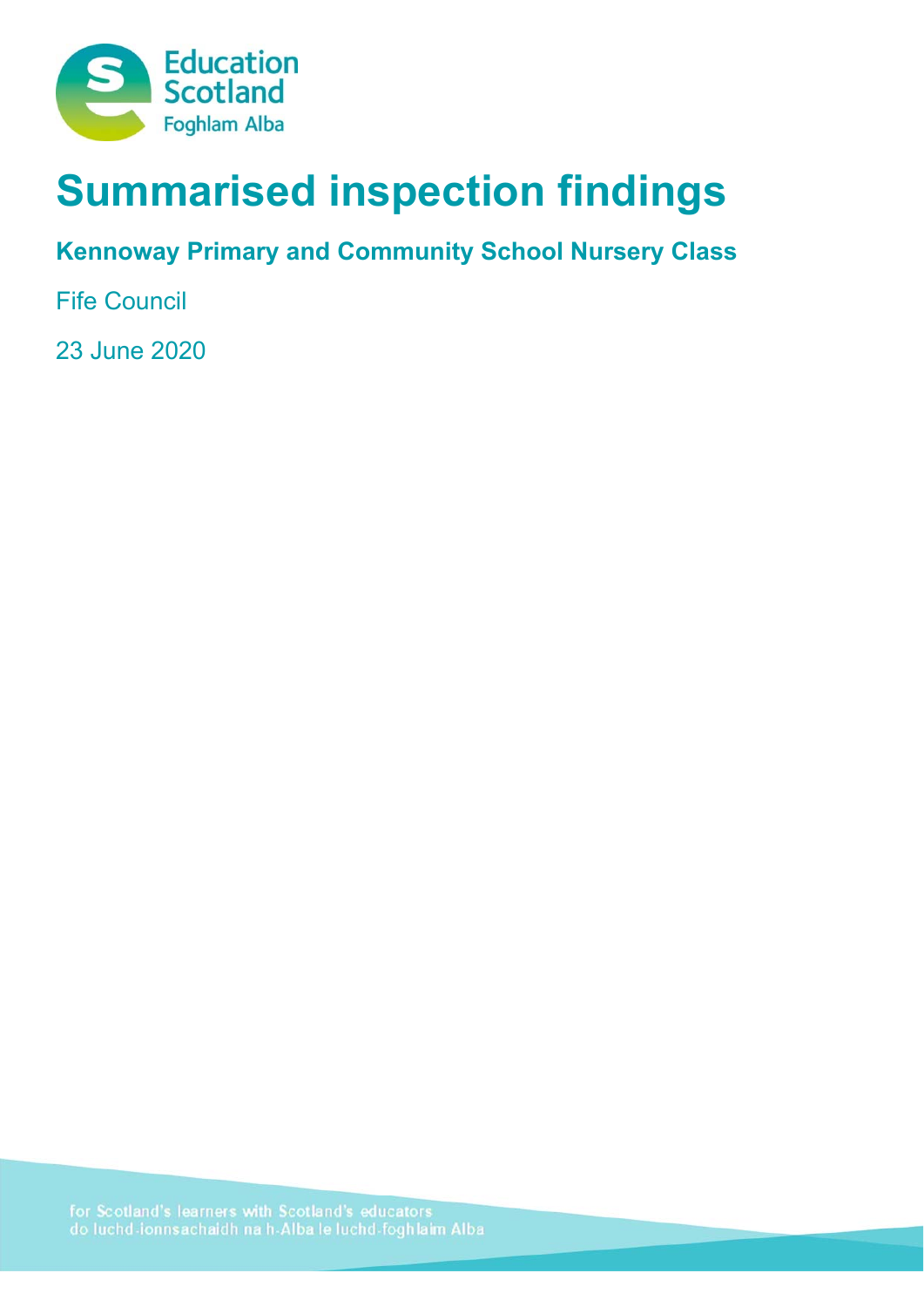# Summarised inspection findings

## Kennoway Primary and Community School Nursery Class

Fife Council

23 June 2020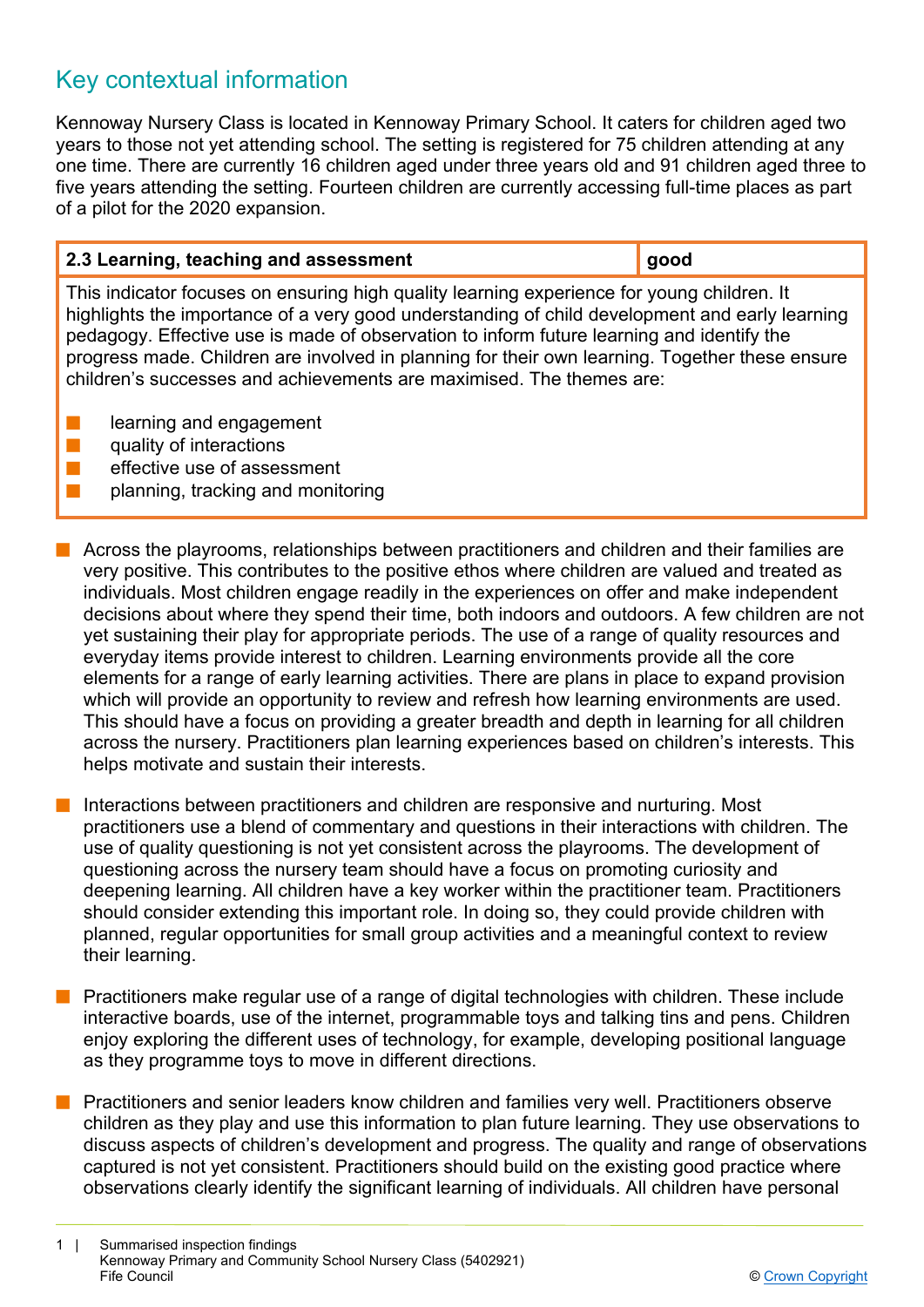## Key contextual information

Kennoway Nursery Class is located in Kennoway Primary School. It caters for children aged two years to those not yet attending school. The setting is registered for 75 children attending at any one time. There are currently 16 children aged under three years old and 91 children aged three to five years attending the setting. Fourteen children are currently accessing full-time places as part of a pilot for the 2020 expansion.

| 2.3 Learning, teaching and assessment | good |
|---|---|
| This indicator focuses on ensuring high quality learning experience for young children. It highlights the importance of a very good understanding of child development and early learning pedagogy. Effective use is made of observation to inform future learning and identify the progress made. Children are involved in planning for their own learning. Together these ensure children's successes and achievements are maximised. The themes are:<br><br>■ learning and engagement<br>■ quality of interactions<br>■ effective use of assessment<br>■ planning, tracking and monitoring | |

- Across the playrooms, relationships between practitioners and children and their families are very positive. This contributes to the positive ethos where children are valued and treated as individuals. Most children engage readily in the experiences on offer and make independent decisions about where they spend their time, both indoors and outdoors. A few children are not yet sustaining their play for appropriate periods. The use of a range of quality resources and everyday items provide interest to children. Learning environments provide all the core elements for a range of early learning activities. There are plans in place to expand provision which will provide an opportunity to review and refresh how learning environments are used. This should have a focus on providing a greater breadth and depth in learning for all children across the nursery. Practitioners plan learning experiences based on children's interests. This helps motivate and sustain their interests.

- Interactions between practitioners and children are responsive and nurturing. Most practitioners use a blend of commentary and questions in their interactions with children. The use of quality questioning is not yet consistent across the playrooms. The development of questioning across the nursery team should have a focus on promoting curiosity and deepening learning. All children have a key worker within the practitioner team. Practitioners should consider extending this important role. In doing so, they could provide children with planned, regular opportunities for small group activities and a meaningful context to review their learning.

- Practitioners make regular use of a range of digital technologies with children. These include interactive boards, use of the internet, programmable toys and talking tins and pens. Children enjoy exploring the different uses of technology, for example, developing positional language as they programme toys to move in different directions.

- Practitioners and senior leaders know children and families very well. Practitioners observe children as they play and use this information to plan future learning. They use observations to discuss aspects of children's development and progress. The quality and range of observations captured is not yet consistent. Practitioners should build on the existing good practice where observations clearly identify the significant learning of individuals. All children have personal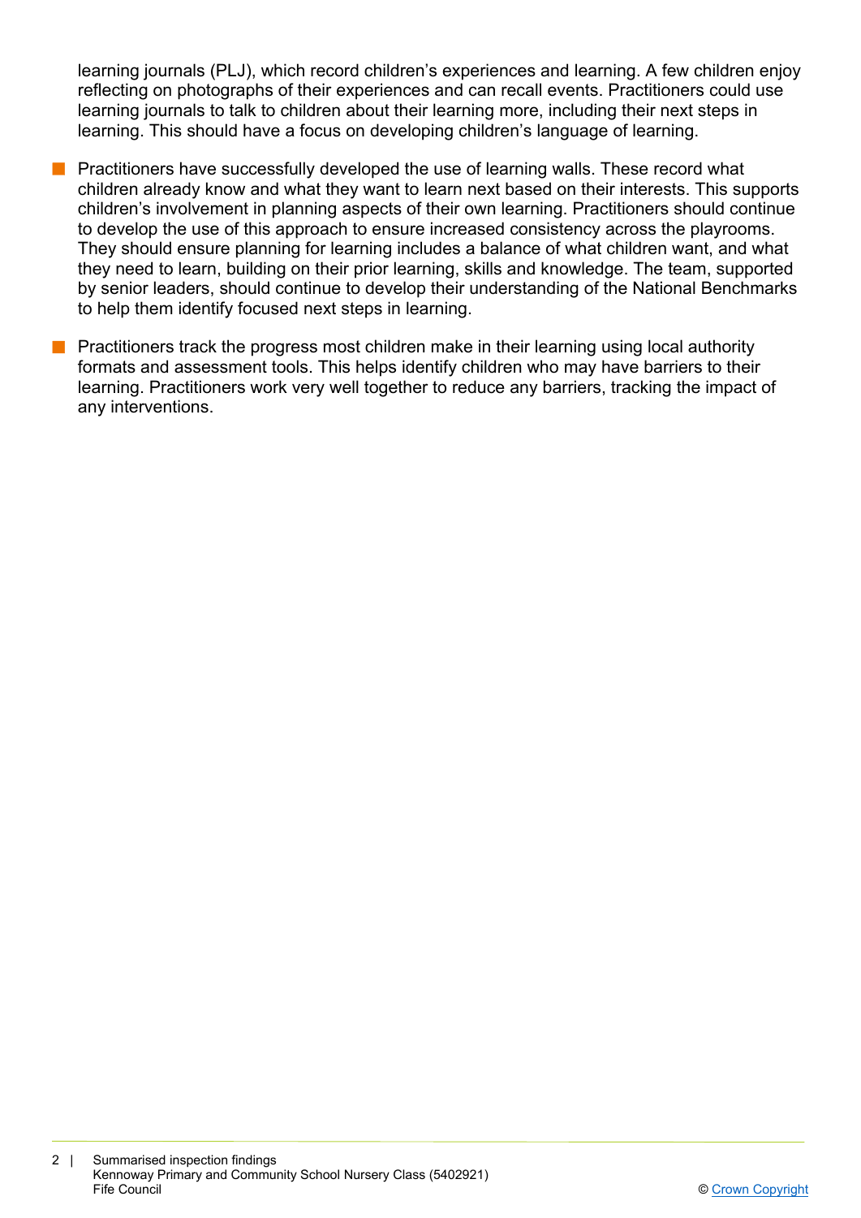learning journals (PLJ), which record children's experiences and learning. A few children enjoy reflecting on photographs of their experiences and can recall events. Practitioners could use learning journals to talk to children about their learning more, including their next steps in learning. This should have a focus on developing children's language of learning.

- Practitioners have successfully developed the use of learning walls. These record what children already know and what they want to learn next based on their interests. This supports children's involvement in planning aspects of their own learning. Practitioners should continue to develop the use of this approach to ensure increased consistency across the playrooms. They should ensure planning for learning includes a balance of what children want, and what they need to learn, building on their prior learning, skills and knowledge. The team, supported by senior leaders, should continue to develop their understanding of the National Benchmarks to help them identify focused next steps in learning.

- Practitioners track the progress most children make in their learning using local authority formats and assessment tools. This helps identify children who may have barriers to their learning. Practitioners work very well together to reduce any barriers, tracking the impact of any interventions.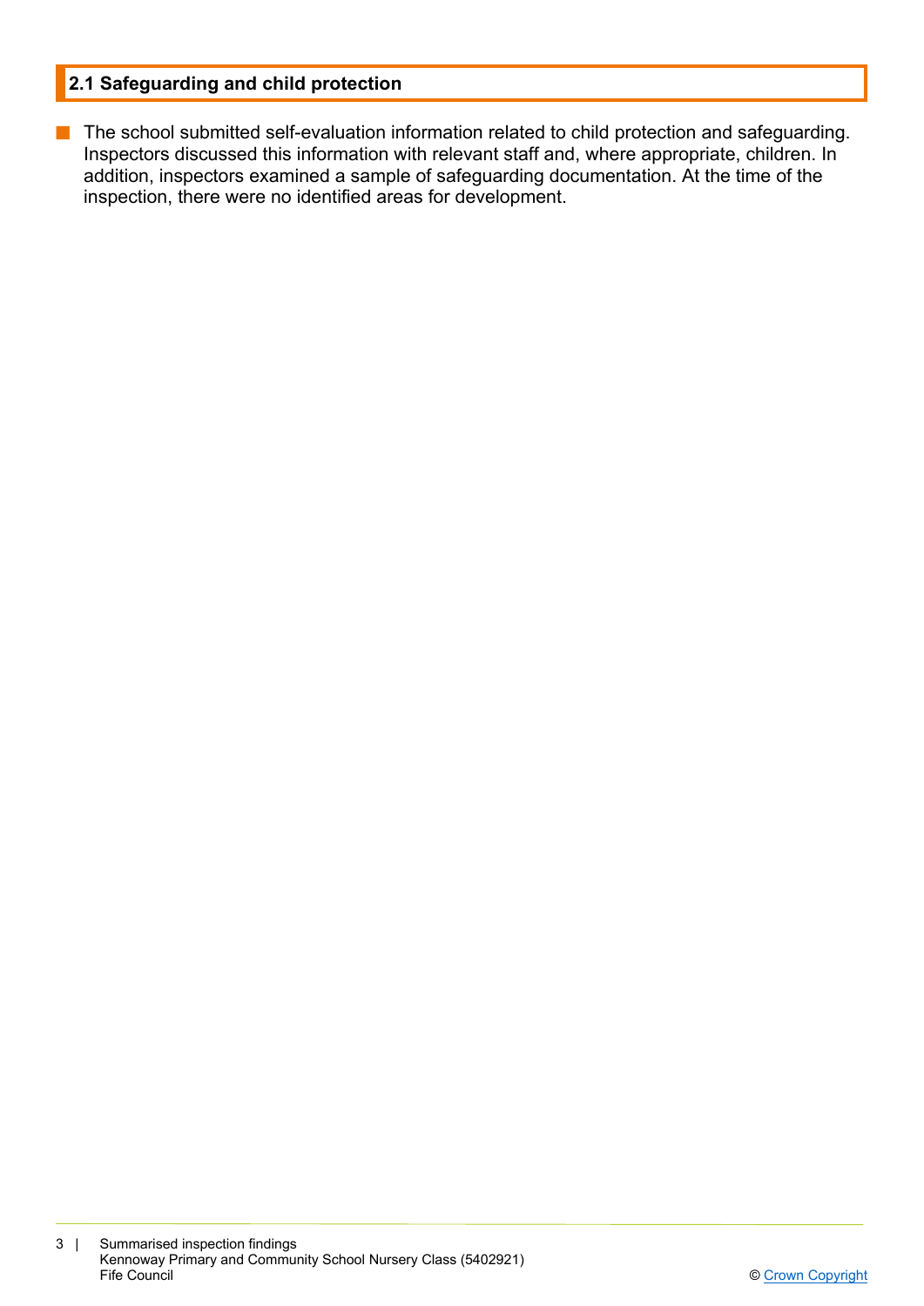## 2.1 Safeguarding and child protection

- The school submitted self-evaluation information related to child protection and safeguarding. Inspectors discussed this information with relevant staff and, where appropriate, children. In addition, inspectors examined a sample of safeguarding documentation. At the time of the inspection, there were no identified areas for development.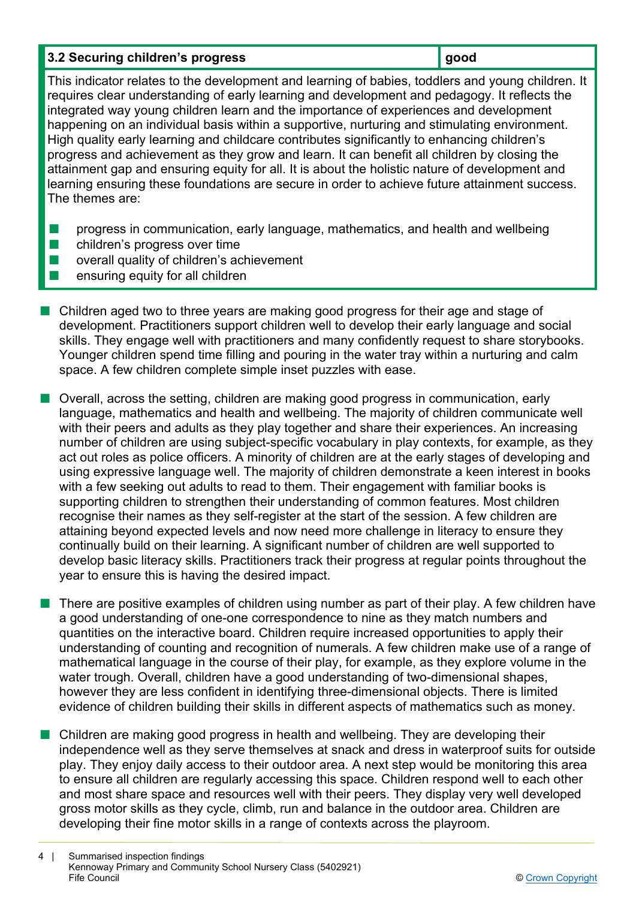| 3.2 Securing children's progress | good |
| --- | --- |

This indicator relates to the development and learning of babies, toddlers and young children. It requires clear understanding of early learning and development and pedagogy. It reflects the integrated way young children learn and the importance of experiences and development happening on an individual basis within a supportive, nurturing and stimulating environment. High quality early learning and childcare contributes significantly to enhancing children's progress and achievement as they grow and learn. It can benefit all children by closing the attainment gap and ensuring equity for all. It is about the holistic nature of development and learning ensuring these foundations are secure in order to achieve future attainment success. The themes are:

- progress in communication, early language, mathematics, and health and wellbeing
- children's progress over time
- overall quality of children's achievement
- ensuring equity for all children

- Children aged two to three years are making good progress for their age and stage of development. Practitioners support children well to develop their early language and social skills. They engage well with practitioners and many confidently request to share storybooks. Younger children spend time filling and pouring in the water tray within a nurturing and calm space. A few children complete simple inset puzzles with ease.

- Overall, across the setting, children are making good progress in communication, early language, mathematics and health and wellbeing. The majority of children communicate well with their peers and adults as they play together and share their experiences. An increasing number of children are using subject-specific vocabulary in play contexts, for example, as they act out roles as police officers. A minority of children are at the early stages of developing and using expressive language well. The majority of children demonstrate a keen interest in books with a few seeking out adults to read to them. Their engagement with familiar books is supporting children to strengthen their understanding of common features. Most children recognise their names as they self-register at the start of the session. A few children are attaining beyond expected levels and now need more challenge in literacy to ensure they continually build on their learning. A significant number of children are well supported to develop basic literacy skills. Practitioners track their progress at regular points throughout the year to ensure this is having the desired impact.

- There are positive examples of children using number as part of their play. A few children have a good understanding of one-one correspondence to nine as they match numbers and quantities on the interactive board. Children require increased opportunities to apply their understanding of counting and recognition of numerals. A few children make use of a range of mathematical language in the course of their play, for example, as they explore volume in the water trough. Overall, children have a good understanding of two-dimensional shapes, however they are less confident in identifying three-dimensional objects. There is limited evidence of children building their skills in different aspects of mathematics such as money.

- Children are making good progress in health and wellbeing. They are developing their independence well as they serve themselves at snack and dress in waterproof suits for outside play. They enjoy daily access to their outdoor area. A next step would be monitoring this area to ensure all children are regularly accessing this space. Children respond well to each other and most share space and resources well with their peers. They display very well developed gross motor skills as they cycle, climb, run and balance in the outdoor area. Children are developing their fine motor skills in a range of contexts across the playroom.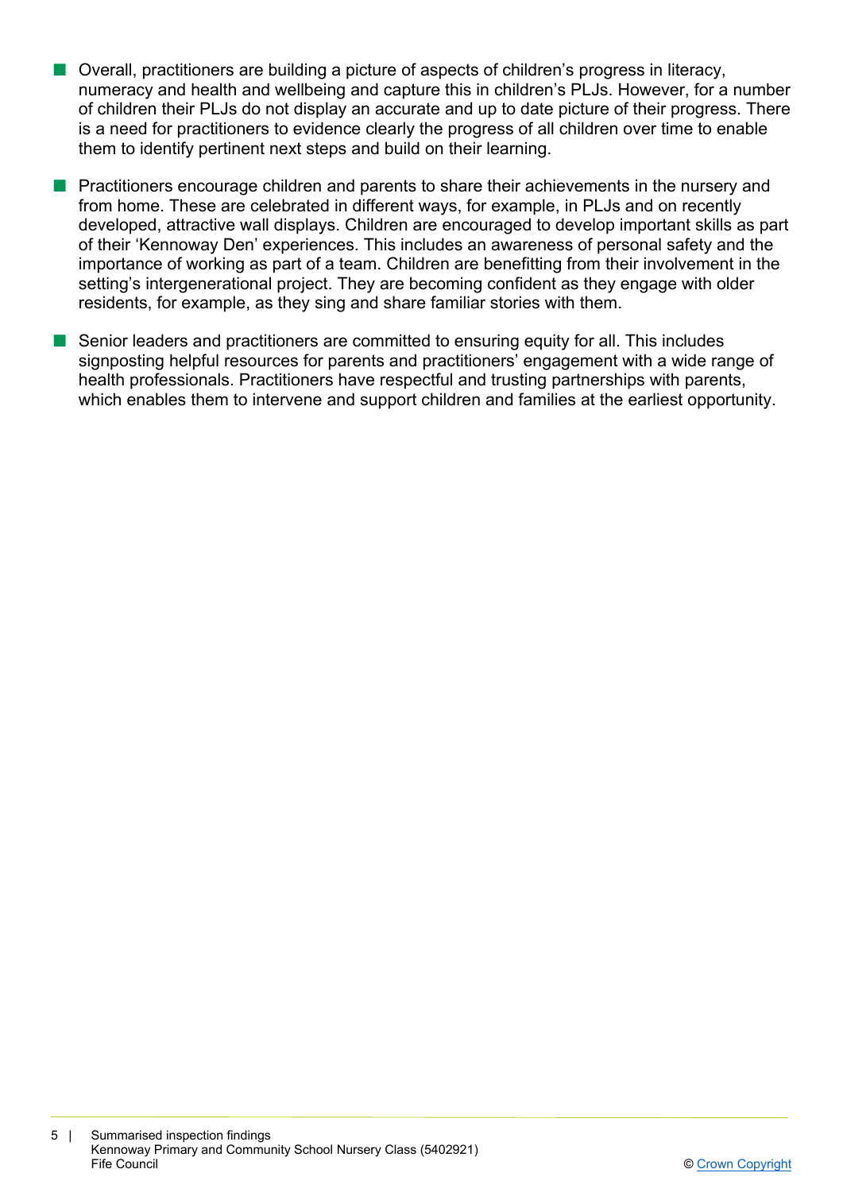- Overall, practitioners are building a picture of aspects of children's progress in literacy, numeracy and health and wellbeing and capture this in children's PLJs. However, for a number of children their PLJs do not display an accurate and up to date picture of their progress. There is a need for practitioners to evidence clearly the progress of all children over time to enable them to identify pertinent next steps and build on their learning.

- Practitioners encourage children and parents to share their achievements in the nursery and from home. These are celebrated in different ways, for example, in PLJs and on recently developed, attractive wall displays. Children are encouraged to develop important skills as part of their 'Kennoway Den' experiences. This includes an awareness of personal safety and the importance of working as part of a team. Children are benefitting from their involvement in the setting's intergenerational project. They are becoming confident as they engage with older residents, for example, as they sing and share familiar stories with them.

- Senior leaders and practitioners are committed to ensuring equity for all. This includes signposting helpful resources for parents and practitioners' engagement with a wide range of health professionals. Practitioners have respectful and trusting partnerships with parents, which enables them to intervene and support children and families at the earliest opportunity.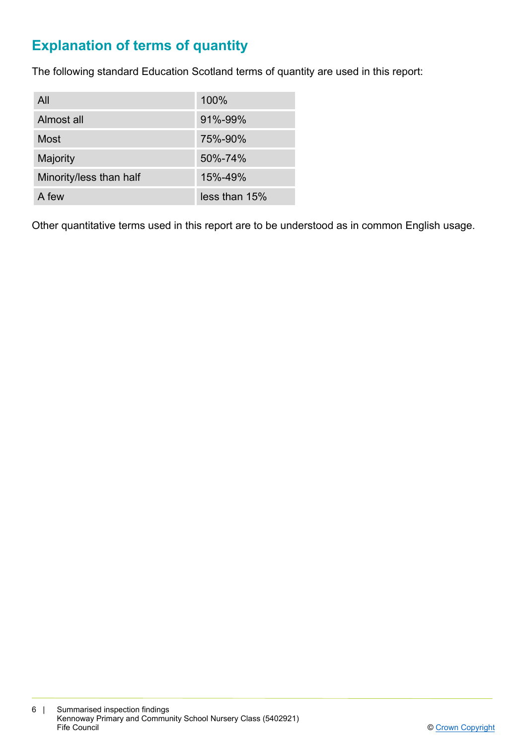## Explanation of terms of quantity

The following standard Education Scotland terms of quantity are used in this report:

| | |
|---|---|
| All | 100% |
| Almost all | 91%-99% |
| Most | 75%-90% |
| Majority | 50%-74% |
| Minority/less than half | 15%-49% |
| A few | less than 15% |

Other quantitative terms used in this report are to be understood as in common English usage.